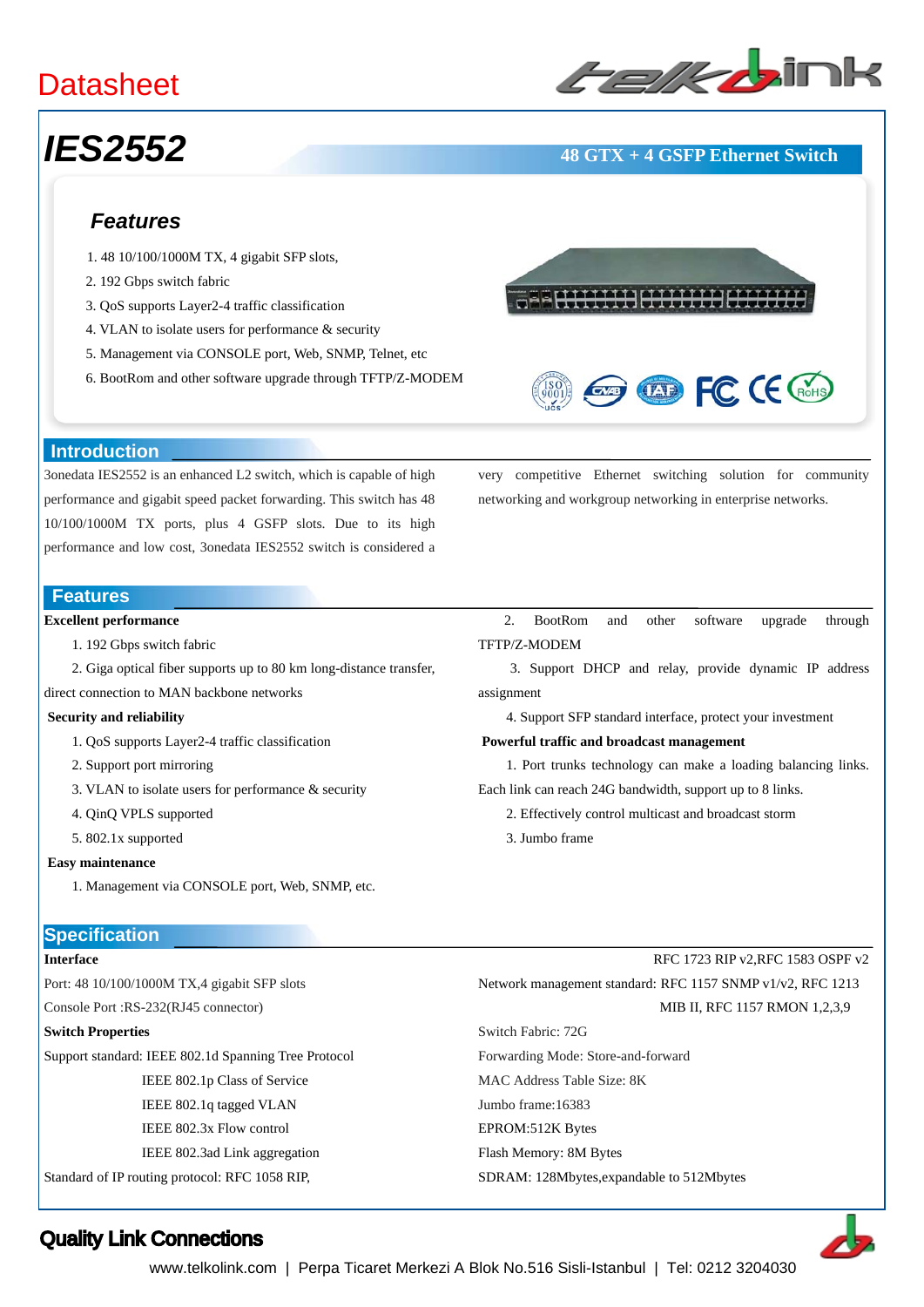Datasheet

# IES2552

**48 GTX + 4 GSFP Ethernet Switch**

## Features

1. 48 10/100/1000M TX, 4 gigabit SFP slots,
2. 192 Gbps switch fabric
3. QoS supports Layer2-4 traffic classification
4. VLAN to isolate users for performance & security
5. Management via CONSOLE port, Web, SNMP, Telnet, etc
6. BootRom and other software upgrade through TFTP/Z-MODEM

## Introduction

3onedata IES2552 is an enhanced L2 switch, which is capable of high performance and gigabit speed packet forwarding. This switch has 48 10/100/1000M TX ports, plus 4 GSFP slots. Due to its high performance and low cost, 3onedata IES2552 switch is considered a very competitive Ethernet switching solution for community networking and workgroup networking in enterprise networks.

## Features

**Excellent performance**

1. 192 Gbps switch fabric
2. Giga optical fiber supports up to 80 km long-distance transfer, direct connection to MAN backbone networks

**Security and reliability**

1. QoS supports Layer2-4 traffic classification
2. Support port mirroring
3. VLAN to isolate users for performance & security
4. QinQ VPLS supported
5. 802.1x supported

**Easy maintenance**

1. Management via CONSOLE port, Web, SNMP, etc.
2. BootRom and other software upgrade through TFTP/Z-MODEM
3. Support DHCP and relay, provide dynamic IP address assignment
4. Support SFP standard interface, protect your investment

**Powerful traffic and broadcast management**

1. Port trunks technology can make a loading balancing links. Each link can reach 24G bandwidth, support up to 8 links.
2. Effectively control multicast and broadcast storm
3. Jumbo frame

## Specification

**Interface**

Port: 48 10/100/1000M TX,4 gigabit SFP slots

Console Port :RS-232(RJ45 connector)

**Switch Properties**

Support standard: IEEE 802.1d Spanning Tree Protocol
IEEE 802.1p Class of Service
IEEE 802.1q tagged VLAN
IEEE 802.3x Flow control
IEEE 802.3ad Link aggregation

Standard of IP routing protocol: RFC 1058 RIP, RFC 1723 RIP v2,RFC 1583 OSPF v2

Network management standard: RFC 1157 SNMP v1/v2, RFC 1213 MIB II, RFC 1157 RMON 1,2,3,9

Switch Fabric: 72G

Forwarding Mode: Store-and-forward

MAC Address Table Size: 8K

Jumbo frame:16383

EPROM:512K Bytes

Flash Memory: 8M Bytes

SDRAM: 128Mbytes,expandable to 512Mbytes

**Quality Link Connections**

www.telkolink.com | Perpa Ticaret Merkezi A Blok No.516 Sisli-Istanbul | Tel: 0212 3204030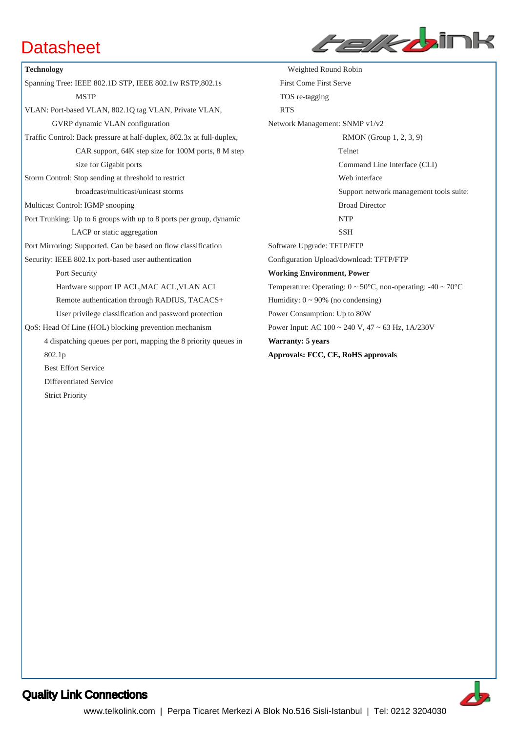# Datasheet

**Technology**

Spanning Tree: IEEE 802.1D STP, IEEE 802.1w RSTP,802.1s MSTP

VLAN: Port-based VLAN, 802.1Q tag VLAN, Private VLAN, GVRP dynamic VLAN configuration

Traffic Control: Back pressure at half-duplex, 802.3x at full-duplex, CAR support, 64K step size for 100M ports, 8 M step size for Gigabit ports

Storm Control: Stop sending at threshold to restrict broadcast/multicast/unicast storms

Multicast Control: IGMP snooping

Port Trunking: Up to 6 groups with up to 8 ports per group, dynamic LACP or static aggregation

Port Mirroring: Supported. Can be based on flow classification

Security: IEEE 802.1x port-based user authentication
- Port Security
- Hardware support IP ACL,MAC ACL,VLAN ACL
- Remote authentication through RADIUS, TACACS+
- User privilege classification and password protection

QoS: Head Of Line (HOL) blocking prevention mechanism
- 4 dispatching queues per port, mapping the 8 priority queues in 802.1p
- Best Effort Service
- Differentiated Service
- Strict Priority
- Weighted Round Robin
- First Come First Serve
- TOS re-tagging
- RTS

Network Management: SNMP v1/v2
- RMON (Group 1, 2, 3, 9)
- Telnet
- Command Line Interface (CLI)
- Web interface
- Support network management tools suite: Broad Director
- NTP
- SSH

Software Upgrade: TFTP/FTP

Configuration Upload/download: TFTP/FTP

**Working Environment, Power**

Temperature: Operating: 0 ~ 50°C, non-operating: -40 ~ 70°C

Humidity: 0 ~ 90% (no condensing)

Power Consumption: Up to 80W

Power Input: AC 100 ~ 240 V, 47 ~ 63 Hz, 1A/230V

**Warranty: 5 years**

**Approvals: FCC, CE, RoHS approvals**

**Quality Link Connections**

www.telkolink.com | Perpa Ticaret Merkezi A Blok No.516 Sisli-Istanbul | Tel: 0212 3204030